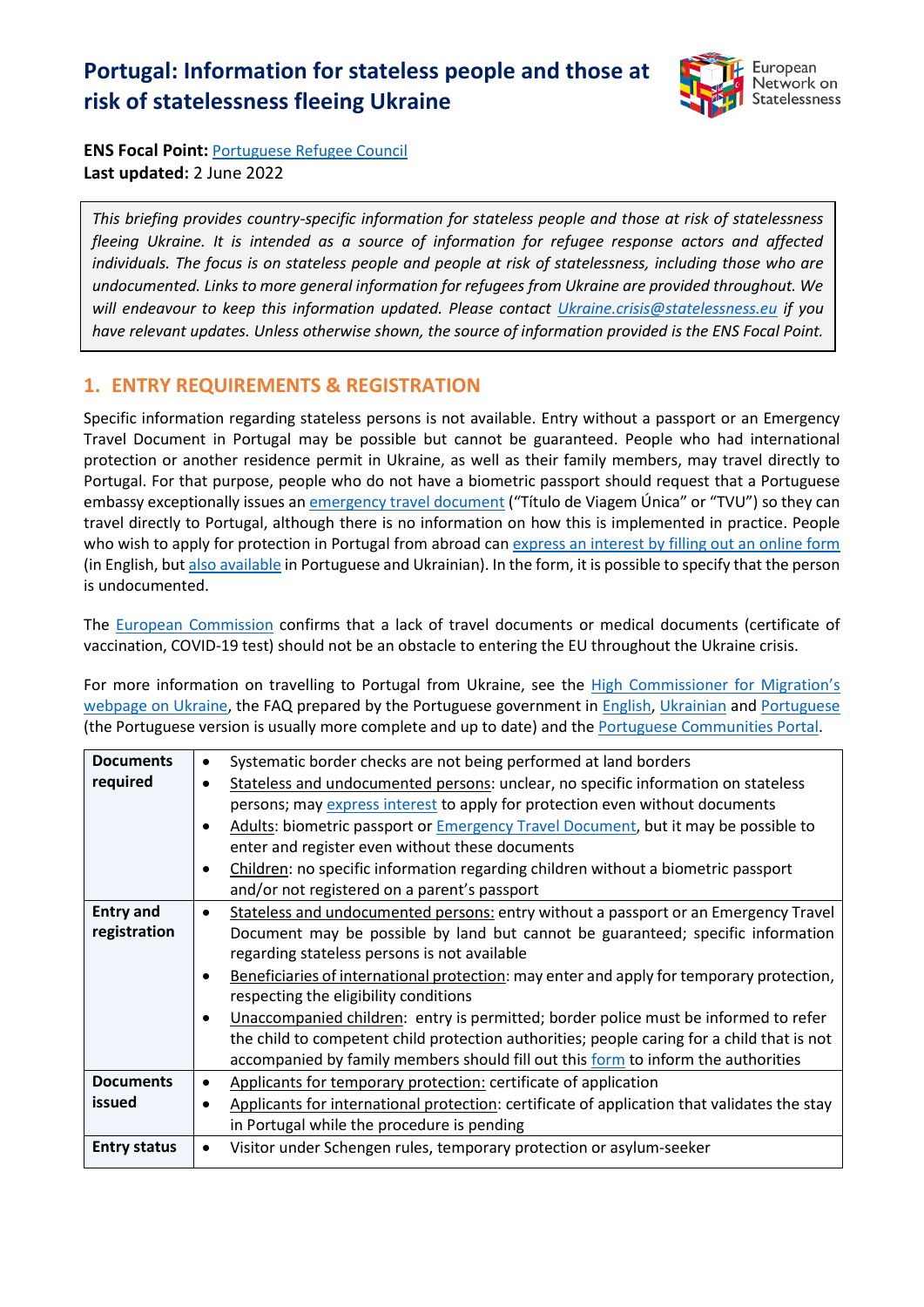# Portugal: Information for stateless people and those at risk of statelessness fleeing Ukraine

**ENS Focal Point:** Portuguese Refugee Council
**Last updated:** 2 June 2022

*This briefing provides country-specific information for stateless people and those at risk of statelessness fleeing Ukraine. It is intended as a source of information for refugee response actors and affected individuals. The focus is on stateless people and people at risk of statelessness, including those who are undocumented. Links to more general information for refugees from Ukraine are provided throughout. We will endeavour to keep this information updated. Please contact Ukraine.crisis@statelessness.eu if you have relevant updates. Unless otherwise shown, the source of information provided is the ENS Focal Point.*

## 1. ENTRY REQUIREMENTS & REGISTRATION

Specific information regarding stateless persons is not available. Entry without a passport or an Emergency Travel Document in Portugal may be possible but cannot be guaranteed. People who had international protection or another residence permit in Ukraine, as well as their family members, may travel directly to Portugal. For that purpose, people who do not have a biometric passport should request that a Portuguese embassy exceptionally issues an emergency travel document ("Título de Viagem Única" or "TVU") so they can travel directly to Portugal, although there is no information on how this is implemented in practice. People who wish to apply for protection in Portugal from abroad can express an interest by filling out an online form (in English, but also available in Portuguese and Ukrainian). In the form, it is possible to specify that the person is undocumented.

The European Commission confirms that a lack of travel documents or medical documents (certificate of vaccination, COVID-19 test) should not be an obstacle to entering the EU throughout the Ukraine crisis.

For more information on travelling to Portugal from Ukraine, see the High Commissioner for Migration's webpage on Ukraine, the FAQ prepared by the Portuguese government in English, Ukrainian and Portuguese (the Portuguese version is usually more complete and up to date) and the Portuguese Communities Portal.

| | |
|---|---|
| **Documents required** | • Systematic border checks are not being performed at land borders<br>• Stateless and undocumented persons: unclear, no specific information on stateless persons; may express interest to apply for protection even without documents<br>• Adults: biometric passport or Emergency Travel Document, but it may be possible to enter and register even without these documents<br>• Children: no specific information regarding children without a biometric passport and/or not registered on a parent's passport |
| **Entry and registration** | • Stateless and undocumented persons: entry without a passport or an Emergency Travel Document may be possible by land but cannot be guaranteed; specific information regarding stateless persons is not available<br>• Beneficiaries of international protection: may enter and apply for temporary protection, respecting the eligibility conditions<br>• Unaccompanied children: entry is permitted; border police must be informed to refer the child to competent child protection authorities; people caring for a child that is not accompanied by family members should fill out this form to inform the authorities |
| **Documents issued** | • Applicants for temporary protection: certificate of application<br>• Applicants for international protection: certificate of application that validates the stay in Portugal while the procedure is pending |
| **Entry status** | • Visitor under Schengen rules, temporary protection or asylum-seeker |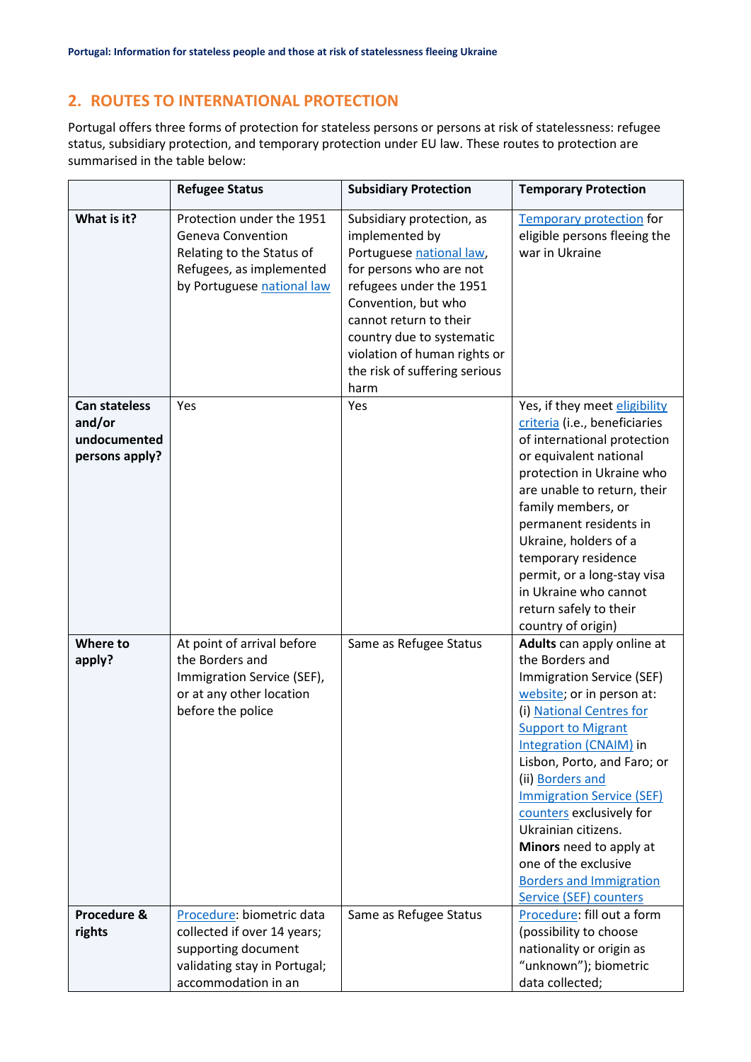## 2. ROUTES TO INTERNATIONAL PROTECTION

Portugal offers three forms of protection for stateless persons or persons at risk of statelessness: refugee status, subsidiary protection, and temporary protection under EU law. These routes to protection are summarised in the table below:

| | Refugee Status | Subsidiary Protection | Temporary Protection |
|---|---|---|---|
| **What is it?** | Protection under the 1951 Geneva Convention Relating to the Status of Refugees, as implemented by Portuguese national law | Subsidiary protection, as implemented by Portuguese national law, for persons who are not refugees under the 1951 Convention, but who cannot return to their country due to systematic violation of human rights or the risk of suffering serious harm | Temporary protection for eligible persons fleeing the war in Ukraine |
| **Can stateless and/or undocumented persons apply?** | Yes | Yes | Yes, if they meet eligibility criteria (i.e., beneficiaries of international protection or equivalent national protection in Ukraine who are unable to return, their family members, or permanent residents in Ukraine, holders of a temporary residence permit, or a long-stay visa in Ukraine who cannot return safely to their country of origin) |
| **Where to apply?** | At point of arrival before the Borders and Immigration Service (SEF), or at any other location before the police | Same as Refugee Status | **Adults** can apply online at the Borders and Immigration Service (SEF) website; or in person at: (i) National Centres for Support to Migrant Integration (CNAIM) in Lisbon, Porto, and Faro; or (ii) Borders and Immigration Service (SEF) counters exclusively for Ukrainian citizens. **Minors** need to apply at one of the exclusive Borders and Immigration Service (SEF) counters |
| **Procedure & rights** | Procedure: biometric data collected if over 14 years; supporting document validating stay in Portugal; accommodation in an | Same as Refugee Status | Procedure: fill out a form (possibility to choose nationality or origin as "unknown"); biometric data collected; |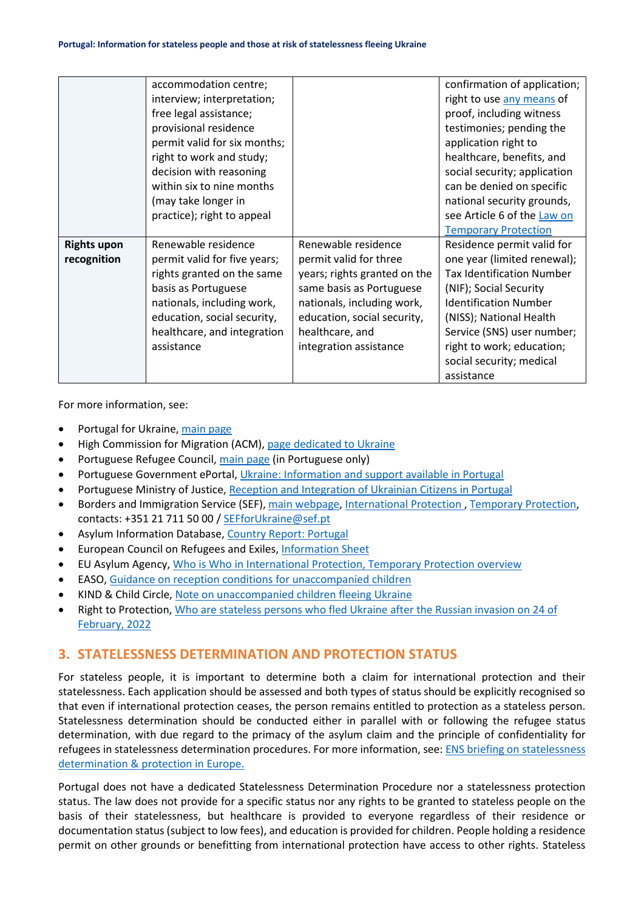| | | | |
|---|---|---|---|
| | accommodation centre; interview; interpretation; free legal assistance; provisional residence permit valid for six months; right to work and study; decision with reasoning within six to nine months (may take longer in practice); right to appeal | | confirmation of application; right to use any means of proof, including witness testimonies; pending the application right to healthcare, benefits, and social security; application can be denied on specific national security grounds, see Article 6 of the Law on Temporary Protection |
| **Rights upon recognition** | Renewable residence permit valid for five years; rights granted on the same basis as Portuguese nationals, including work, education, social security, healthcare, and integration assistance | Renewable residence permit valid for three years; rights granted on the same basis as Portuguese nationals, including work, education, social security, healthcare, and integration assistance | Residence permit valid for one year (limited renewal); Tax Identification Number (NIF); Social Security Identification Number (NISS); National Health Service (SNS) user number; right to work; education; social security; medical assistance |

For more information, see:

- Portugal for Ukraine, main page
- High Commission for Migration (ACM), page dedicated to Ukraine
- Portuguese Refugee Council, main page (in Portuguese only)
- Portuguese Government ePortal, Ukraine: Information and support available in Portugal
- Portuguese Ministry of Justice, Reception and Integration of Ukrainian Citizens in Portugal
- Borders and Immigration Service (SEF), main webpage, International Protection , Temporary Protection, contacts: +351 21 711 50 00 / SEFforUkraine@sef.pt
- Asylum Information Database, Country Report: Portugal
- European Council on Refugees and Exiles, Information Sheet
- EU Asylum Agency, Who is Who in International Protection, Temporary Protection overview
- EASO, Guidance on reception conditions for unaccompanied children
- KIND & Child Circle, Note on unaccompanied children fleeing Ukraine
- Right to Protection, Who are stateless persons who fled Ukraine after the Russian invasion on 24 of February, 2022

## 3. STATELESSNESS DETERMINATION AND PROTECTION STATUS

For stateless people, it is important to determine both a claim for international protection and their statelessness. Each application should be assessed and both types of status should be explicitly recognised so that even if international protection ceases, the person remains entitled to protection as a stateless person. Statelessness determination should be conducted either in parallel with or following the refugee status determination, with due regard to the primacy of the asylum claim and the principle of confidentiality for refugees in statelessness determination procedures. For more information, see: ENS briefing on statelessness determination & protection in Europe.

Portugal does not have a dedicated Statelessness Determination Procedure nor a statelessness protection status. The law does not provide for a specific status nor any rights to be granted to stateless people on the basis of their statelessness, but healthcare is provided to everyone regardless of their residence or documentation status (subject to low fees), and education is provided for children. People holding a residence permit on other grounds or benefitting from international protection have access to other rights. Stateless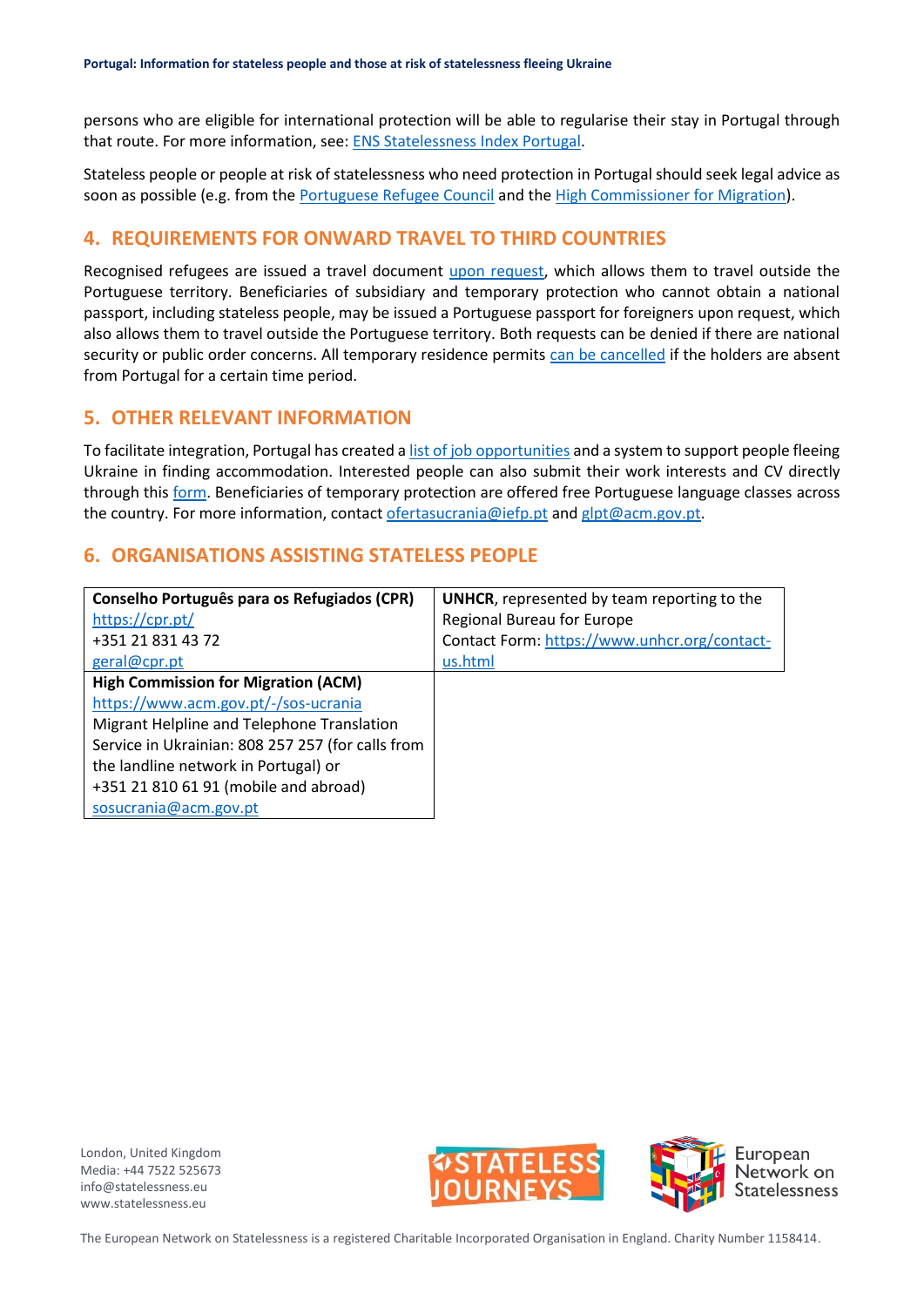persons who are eligible for international protection will be able to regularise their stay in Portugal through that route. For more information, see: ENS Statelessness Index Portugal.

Stateless people or people at risk of statelessness who need protection in Portugal should seek legal advice as soon as possible (e.g. from the Portuguese Refugee Council and the High Commissioner for Migration).

## 4. REQUIREMENTS FOR ONWARD TRAVEL TO THIRD COUNTRIES

Recognised refugees are issued a travel document upon request, which allows them to travel outside the Portuguese territory. Beneficiaries of subsidiary and temporary protection who cannot obtain a national passport, including stateless people, may be issued a Portuguese passport for foreigners upon request, which also allows them to travel outside the Portuguese territory. Both requests can be denied if there are national security or public order concerns. All temporary residence permits can be cancelled if the holders are absent from Portugal for a certain time period.

## 5. OTHER RELEVANT INFORMATION

To facilitate integration, Portugal has created a list of job opportunities and a system to support people fleeing Ukraine in finding accommodation. Interested people can also submit their work interests and CV directly through this form. Beneficiaries of temporary protection are offered free Portuguese language classes across the country. For more information, contact ofertasucrania@iefp.pt and glpt@acm.gov.pt.

## 6. ORGANISATIONS ASSISTING STATELESS PEOPLE

| | |
|---|---|
| **Conselho Português para os Refugiados (CPR)**<br>https://cpr.pt/<br>+351 21 831 43 72<br>geral@cpr.pt | **UNHCR**, represented by team reporting to the Regional Bureau for Europe<br>Contact Form: https://www.unhcr.org/contact-us.html |
| **High Commission for Migration (ACM)**<br>https://www.acm.gov.pt/-/sos-ucrania<br>Migrant Helpline and Telephone Translation Service in Ukrainian: 808 257 257 (for calls from the landline network in Portugal) or +351 21 810 61 91 (mobile and abroad)<br>sosucrania@acm.gov.pt | |

London, United Kingdom
Media: +44 7522 525673
info@statelessness.eu
www.statelessness.eu

STATELESS JOURNEYS

European Network on Statelessness

The European Network on Statelessness is a registered Charitable Incorporated Organisation in England. Charity Number 1158414.